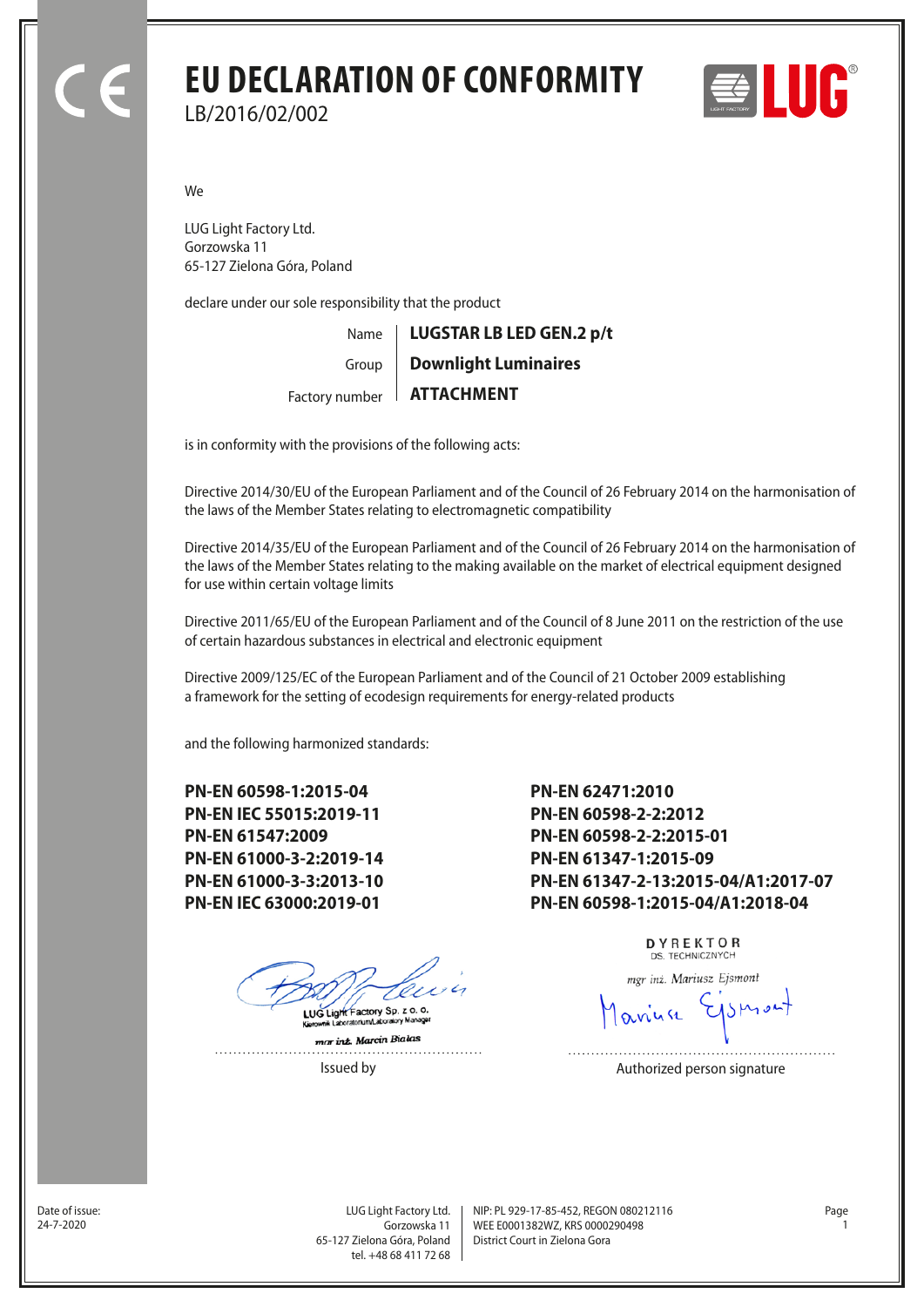# EU DECLARATION OF CONFORMITY

LB/2016/02/002

We

LUG Light Factory Ltd.
Gorzowska 11
65-127 Zielona Góra, Poland

declare under our sole responsibility that the product

| | |
|---|---|
| Name | **LUGSTAR LB LED GEN.2 p/t** |
| Group | **Downlight Luminaires** |
| Factory number | **ATTACHMENT** |

is in conformity with the provisions of the following acts:

Directive 2014/30/EU of the European Parliament and of the Council of 26 February 2014 on the harmonisation of the laws of the Member States relating to electromagnetic compatibility

Directive 2014/35/EU of the European Parliament and of the Council of 26 February 2014 on the harmonisation of the laws of the Member States relating to the making available on the market of electrical equipment designed for use within certain voltage limits

Directive 2011/65/EU of the European Parliament and of the Council of 8 June 2011 on the restriction of the use of certain hazardous substances in electrical and electronic equipment

Directive 2009/125/EC of the European Parliament and of the Council of 21 October 2009 establishing a framework for the setting of ecodesign requirements for energy-related products

and the following harmonized standards:

**PN-EN 60598-1:2015-04**
**PN-EN IEC 55015:2019-11**
**PN-EN 61547:2009**
**PN-EN 61000-3-2:2019-14**
**PN-EN 61000-3-3:2013-10**
**PN-EN IEC 63000:2019-01**
**PN-EN 62471:2010**
**PN-EN 60598-2-2:2012**
**PN-EN 60598-2-2:2015-01**
**PN-EN 61347-1:2015-09**
**PN-EN 61347-2-13:2015-04/A1:2017-07**
**PN-EN 60598-1:2015-04/A1:2018-04**

LUG Light Factory Sp. z o. o.
Kierownik Laboratorium/Laboratory Manager
mgr inż. Marcin Bialas

Issued by

DYREKTOR
DS. TECHNICZNYCH
mgr inż. Mariusz Ejsmont

Authorized person signature

Date of issue:
24-7-2020

LUG Light Factory Ltd.
Gorzowska 11
65-127 Zielona Góra, Poland
tel. +48 68 411 72 68

NIP: PL 929-17-85-452, REGON 080212116
WEE E0001382WZ, KRS 0000290498
District Court in Zielona Gora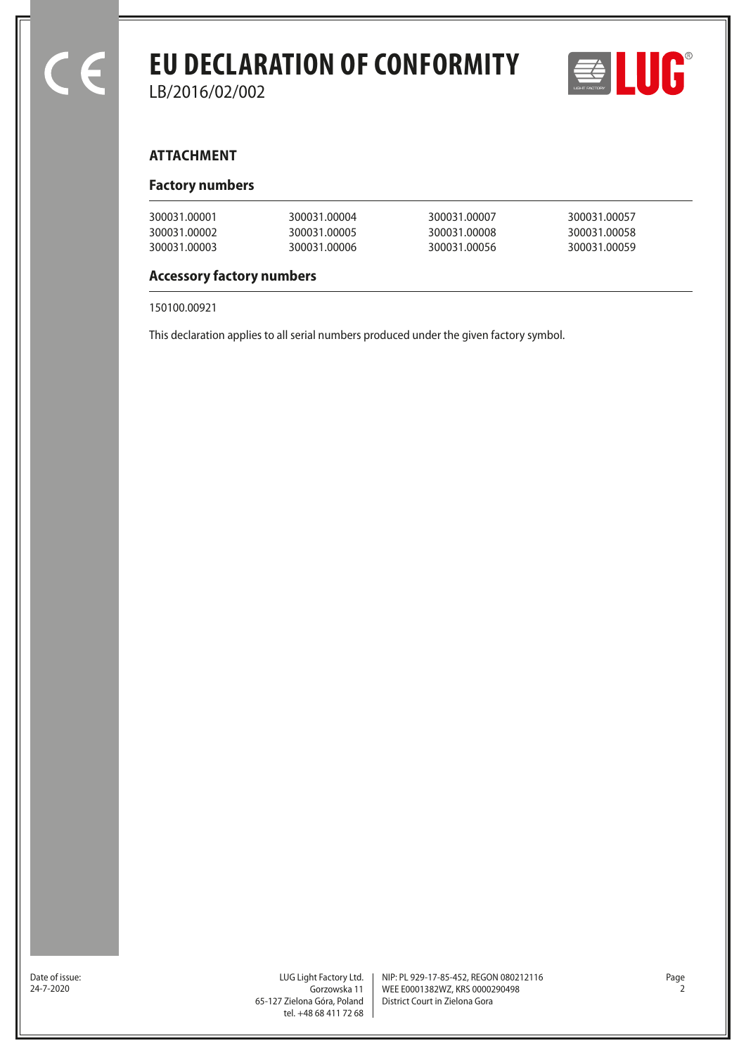# EU DECLARATION OF CONFORMITY

LB/2016/02/002

## ATTACHMENT

### Factory numbers

| | | | |
|---|---|---|---|
| 300031.00001 | 300031.00004 | 300031.00007 | 300031.00057 |
| 300031.00002 | 300031.00005 | 300031.00008 | 300031.00058 |
| 300031.00003 | 300031.00006 | 300031.00056 | 300031.00059 |

### Accessory factory numbers

150100.00921

This declaration applies to all serial numbers produced under the given factory symbol.

Date of issue:
24-7-2020

LUG Light Factory Ltd.
Gorzowska 11
65-127 Zielona Góra, Poland
tel. +48 68 411 72 68

NIP: PL 929-17-85-452, REGON 080212116
WEE E0001382WZ, KRS 0000290498
District Court in Zielona Gora